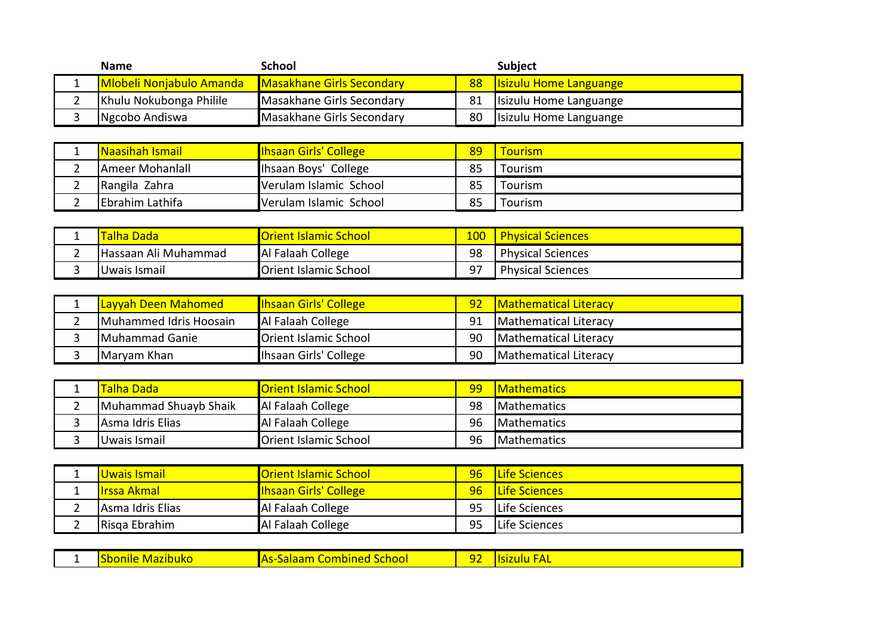| | Name | School | | Subject |
|---|---|---|---|---|
| 1 | Mlobeli Nonjabulo Amanda | Masakhane Girls Secondary | 88 | Isizulu Home Languange |
| 2 | Khulu Nokubonga Philile | Masakhane Girls Secondary | 81 | Isizulu Home Languange |
| 3 | Ngcobo Andiswa | Masakhane Girls Secondary | 80 | Isizulu Home Languange |
| | | | | |
| 1 | Naasihah Ismail | Ihsaan Girls' College | 89 | Tourism |
| 2 | Ameer Mohanlall | Ihsaan Boys' College | 85 | Tourism |
| 2 | Rangila Zahra | Verulam Islamic School | 85 | Tourism |
| 2 | Ebrahim Lathifa | Verulam Islamic School | 85 | Tourism |
| | | | | |
| 1 | Talha Dada | Orient Islamic School | 100 | Physical Sciences |
| 2 | Hassaan Ali Muhammad | Al Falaah College | 98 | Physical Sciences |
| 3 | Uwais Ismail | Orient Islamic School | 97 | Physical Sciences |
| | | | | |
| 1 | Layyah Deen Mahomed | Ihsaan Girls' College | 92 | Mathematical Literacy |
| 2 | Muhammed Idris Hoosain | Al Falaah College | 91 | Mathematical Literacy |
| 3 | Muhammad Ganie | Orient Islamic School | 90 | Mathematical Literacy |
| 3 | Maryam Khan | Ihsaan Girls' College | 90 | Mathematical Literacy |
| | | | | |
| 1 | Talha Dada | Orient Islamic School | 99 | Mathematics |
| 2 | Muhammad Shuayb Shaik | Al Falaah College | 98 | Mathematics |
| 3 | Asma Idris Elias | Al Falaah College | 96 | Mathematics |
| 3 | Uwais Ismail | Orient Islamic School | 96 | Mathematics |
| | | | | |
| 1 | Uwais Ismail | Orient Islamic School | 96 | Life Sciences |
| 1 | Irssa Akmal | Ihsaan Girls' College | 96 | Life Sciences |
| 2 | Asma Idris Elias | Al Falaah College | 95 | Life Sciences |
| 2 | Risqa Ebrahim | Al Falaah College | 95 | Life Sciences |
| | | | | |
| 1 | Sbonile Mazibuko | As-Salaam Combined School | 92 | Isizulu FAL |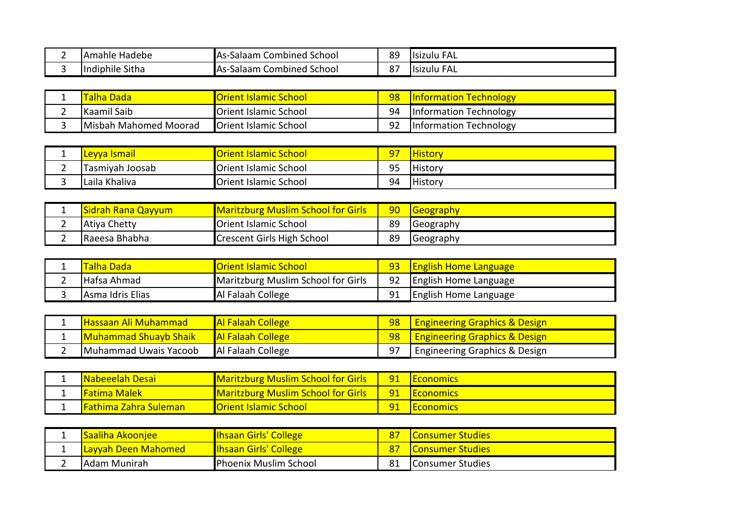| | | | | |
|---|---|---|---|---|
| 2 | Amahle Hadebe | As-Salaam Combined School | 89 | Isizulu FAL |
| 3 | Indiphile Sitha | As-Salaam Combined School | 87 | Isizulu FAL |

| | | | | |
|---|---|---|---|---|
| 1 | Talha Dada | Orient Islamic School | 98 | Information Technology |
| 2 | Kaamil Saib | Orient Islamic School | 94 | Information Technology |
| 3 | Misbah Mahomed Moorad | Orient Islamic School | 92 | Information Technology |

| | | | | |
|---|---|---|---|---|
| 1 | Leyya Ismail | Orient Islamic School | 97 | History |
| 2 | Tasmiyah Joosab | Orient Islamic School | 95 | History |
| 3 | Laila Khaliva | Orient Islamic School | 94 | History |

| | | | | |
|---|---|---|---|---|
| 1 | Sidrah Rana Qayyum | Maritzburg Muslim School for Girls | 90 | Geography |
| 2 | Atiya Chetty | Orient Islamic School | 89 | Geography |
| 2 | Raeesa Bhabha | Crescent Girls High School | 89 | Geography |

| | | | | |
|---|---|---|---|---|
| 1 | Talha Dada | Orient Islamic School | 93 | English Home Language |
| 2 | Hafsa Ahmad | Maritzburg Muslim School for Girls | 92 | English Home Language |
| 3 | Asma Idris Elias | Al Falaah College | 91 | English Home Language |

| | | | | |
|---|---|---|---|---|
| 1 | Hassaan Ali Muhammad | Al Falaah College | 98 | Engineering Graphics & Design |
| 1 | Muhammad Shuayb Shaik | Al Falaah College | 98 | Engineering Graphics & Design |
| 2 | Muhammad Uwais Yacoob | Al Falaah College | 97 | Engineering Graphics & Design |

| | | | | |
|---|---|---|---|---|
| 1 | Nabeeelah Desai | Maritzburg Muslim School for Girls | 91 | Economics |
| 1 | Fatima Malek | Maritzburg Muslim School for Girls | 91 | Economics |
| 1 | Fathima Zahra Suleman | Orient Islamic School | 91 | Economics |

| | | | | |
|---|---|---|---|---|
| 1 | Saaliha Akoonjee | Ihsaan Girls' College | 87 | Consumer Studies |
| 1 | Layyah Deen Mahomed | Ihsaan Girls' College | 87 | Consumer Studies |
| 2 | Adam Munirah | Phoenix Muslim School | 81 | Consumer Studies |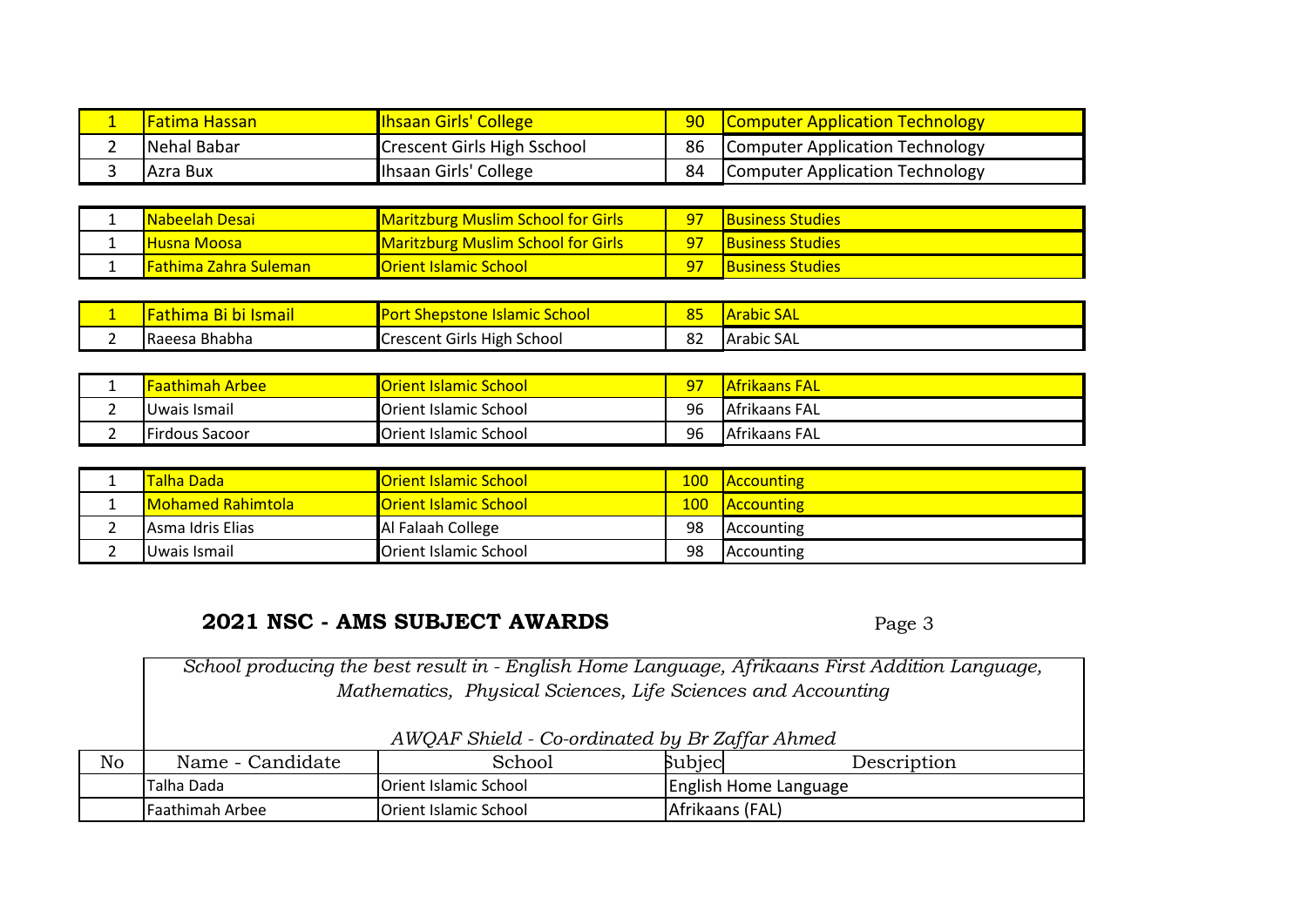| | | | | |
|---|---|---|---|---|
| 1 | Fatima Hassan | Ihsaan Girls' College | 90 | Computer Application Technology |
| 2 | Nehal Babar | Crescent Girls High Sschool | 86 | Computer Application Technology |
| 3 | Azra Bux | Ihsaan Girls' College | 84 | Computer Application Technology |

| | | | | |
|---|---|---|---|---|
| 1 | Nabeelah Desai | Maritzburg Muslim School for Girls | 97 | Business Studies |
| 1 | Husna Moosa | Maritzburg Muslim School for Girls | 97 | Business Studies |
| 1 | Fathima Zahra Suleman | Orient Islamic School | 97 | Business Studies |

| | | | | |
|---|---|---|---|---|
| 1 | Fathima Bi bi Ismail | Port Shepstone Islamic School | 85 | Arabic SAL |
| 2 | Raeesa Bhabha | Crescent Girls High School | 82 | Arabic SAL |

| | | | | |
|---|---|---|---|---|
| 1 | Faathimah Arbee | Orient Islamic School | 97 | Afrikaans FAL |
| 2 | Uwais Ismail | Orient Islamic School | 96 | Afrikaans FAL |
| 2 | Firdous Sacoor | Orient Islamic School | 96 | Afrikaans FAL |

| | | | | |
|---|---|---|---|---|
| 1 | Talha Dada | Orient Islamic School | 100 | Accounting |
| 1 | Mohamed Rahimtola | Orient Islamic School | 100 | Accounting |
| 2 | Asma Idris Elias | Al Falaah College | 98 | Accounting |
| 2 | Uwais Ismail | Orient Islamic School | 98 | Accounting |

## 2021 NSC - AMS SUBJECT AWARDS

*School producing the best result in - English Home Language, Afrikaans First Addition Language, Mathematics, Physical Sciences, Life Sciences and Accounting*

*AWQAF Shield - Co-ordinated by Br Zaffar Ahmed*

| No | Name - Candidate | School | Subjec | Description |
|---|---|---|---|---|
| | Talha Dada | Orient Islamic School | English Home Language | |
| | Faathimah Arbee | Orient Islamic School | Afrikaans (FAL) | |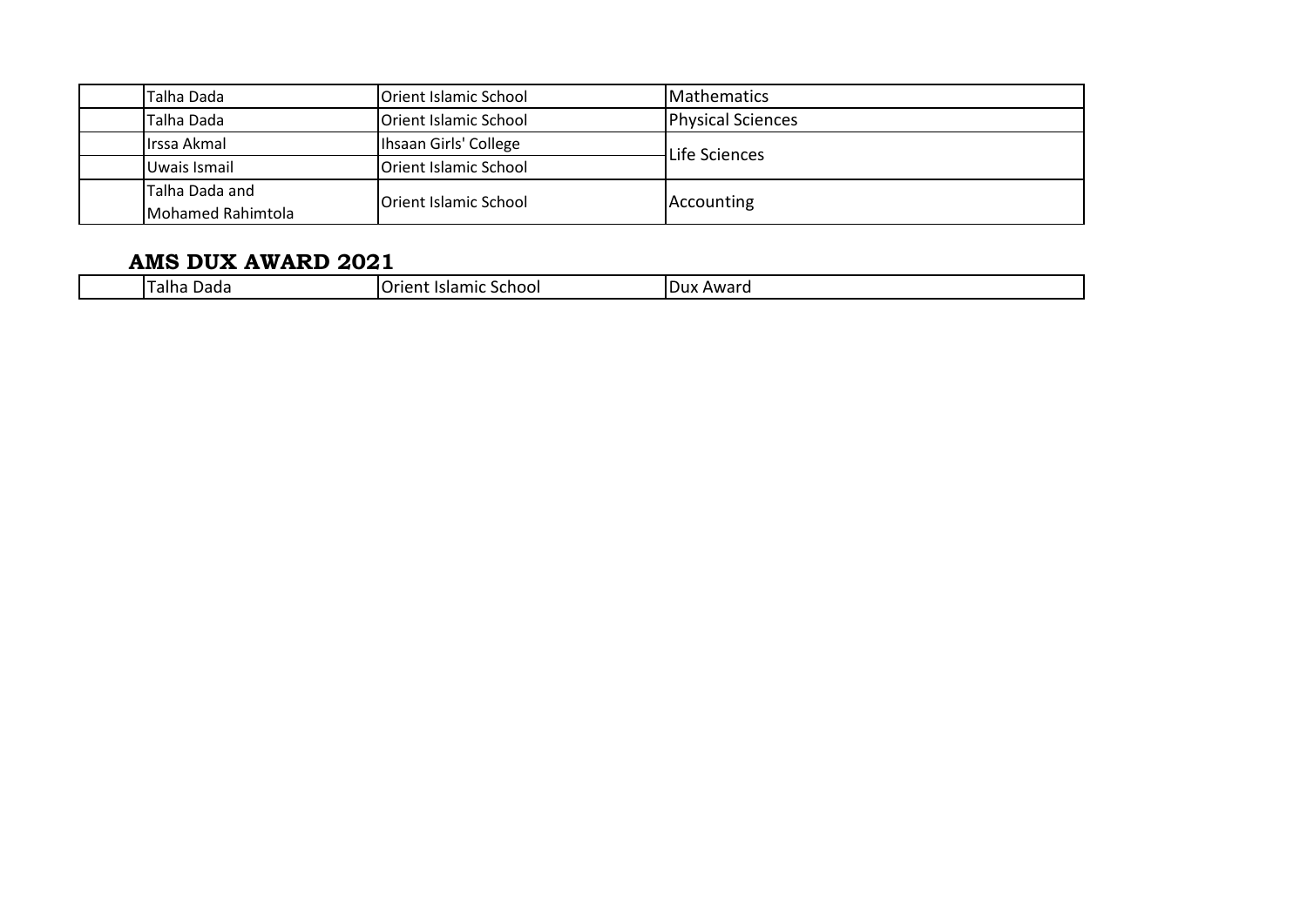| | | | |
|---|---|---|---|
| | Talha Dada | Orient Islamic School | Mathematics |
| | Talha Dada | Orient Islamic School | Physical Sciences |
| | Irssa Akmal | Ihsaan Girls' College | Life Sciences |
| | Uwais Ismail | Orient Islamic School | |
| | Talha Dada and Mohamed Rahimtola | Orient Islamic School | Accounting |

## AMS DUX AWARD 2021

| | | | |
|---|---|---|---|
| | Talha Dada | Orient Islamic School | Dux Award |